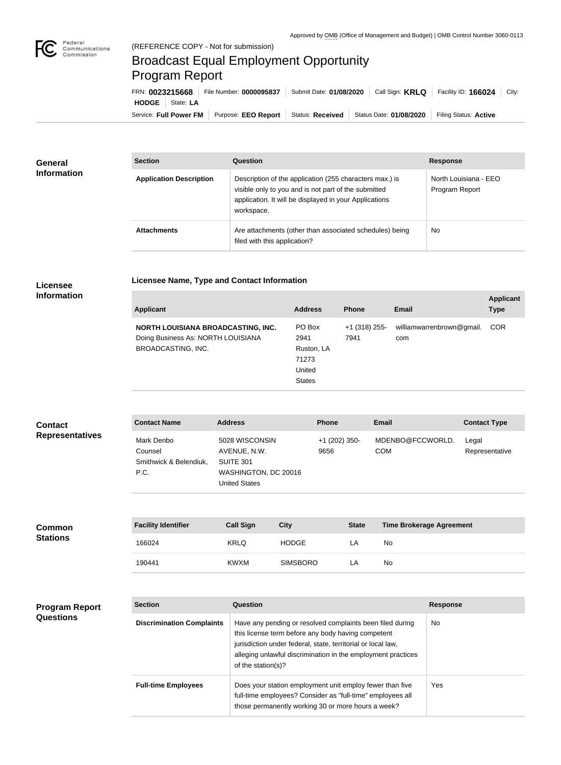Approved by OMB (Office of Management and Budget) | OMB Control Number 3060-0113

Federal Communications Commission

(REFERENCE COPY - Not for submission)

# Broadcast Equal Employment Opportunity Program Report

FRN: **0023215668** | File Number: **0000095837** | Submit Date: **01/08/2020** | Call Sign: **KRLQ** | Facility ID: **166024** | City: **HODGE** | State: **LA**

Service: **Full Power FM** | Purpose: **EEO Report** | Status: **Received** | Status Date: **01/08/2020** | Filing Status: **Active**

## General Information

| Section | Question | Response |
| --- | --- | --- |
| **Application Description** | Description of the application (255 characters max.) is visible only to you and is not part of the submitted application. It will be displayed in your Applications workspace. | North Louisiana - EEO Program Report |
| **Attachments** | Are attachments (other than associated schedules) being filed with this application? | No |

## Licensee Information

### Licensee Name, Type and Contact Information

| Applicant | Address | Phone | Email | Applicant Type |
| --- | --- | --- | --- | --- |
| **NORTH LOUISIANA BROADCASTING, INC.** Doing Business As: NORTH LOUISIANA BROADCASTING, INC. | PO Box 2941 Ruston, LA 71273 United States | +1 (318) 255-7941 | williamwarrenbrown@gmail.com | COR |

## Contact Representatives

| Contact Name | Address | Phone | Email | Contact Type |
| --- | --- | --- | --- | --- |
| Mark Denbo Counsel Smithwick & Belendiuk, P.C. | 5028 WISCONSIN AVENUE, N.W. SUITE 301 WASHINGTON, DC 20016 United States | +1 (202) 350-9656 | MDENBO@FCCWORLD.COM | Legal Representative |

## Common Stations

| Facility Identifier | Call Sign | City | State | Time Brokerage Agreement |
| --- | --- | --- | --- | --- |
| 166024 | KRLQ | HODGE | LA | No |
| 190441 | KWXM | SIMSBORO | LA | No |

## Program Report Questions

| Section | Question | Response |
| --- | --- | --- |
| **Discrimination Complaints** | Have any pending or resolved complaints been filed during this license term before any body having competent jurisdiction under federal, state, territorial or local law, alleging unlawful discrimination in the employment practices of the station(s)? | No |
| **Full-time Employees** | Does your station employment unit employ fewer than five full-time employees? Consider as "full-time" employees all those permanently working 30 or more hours a week? | Yes |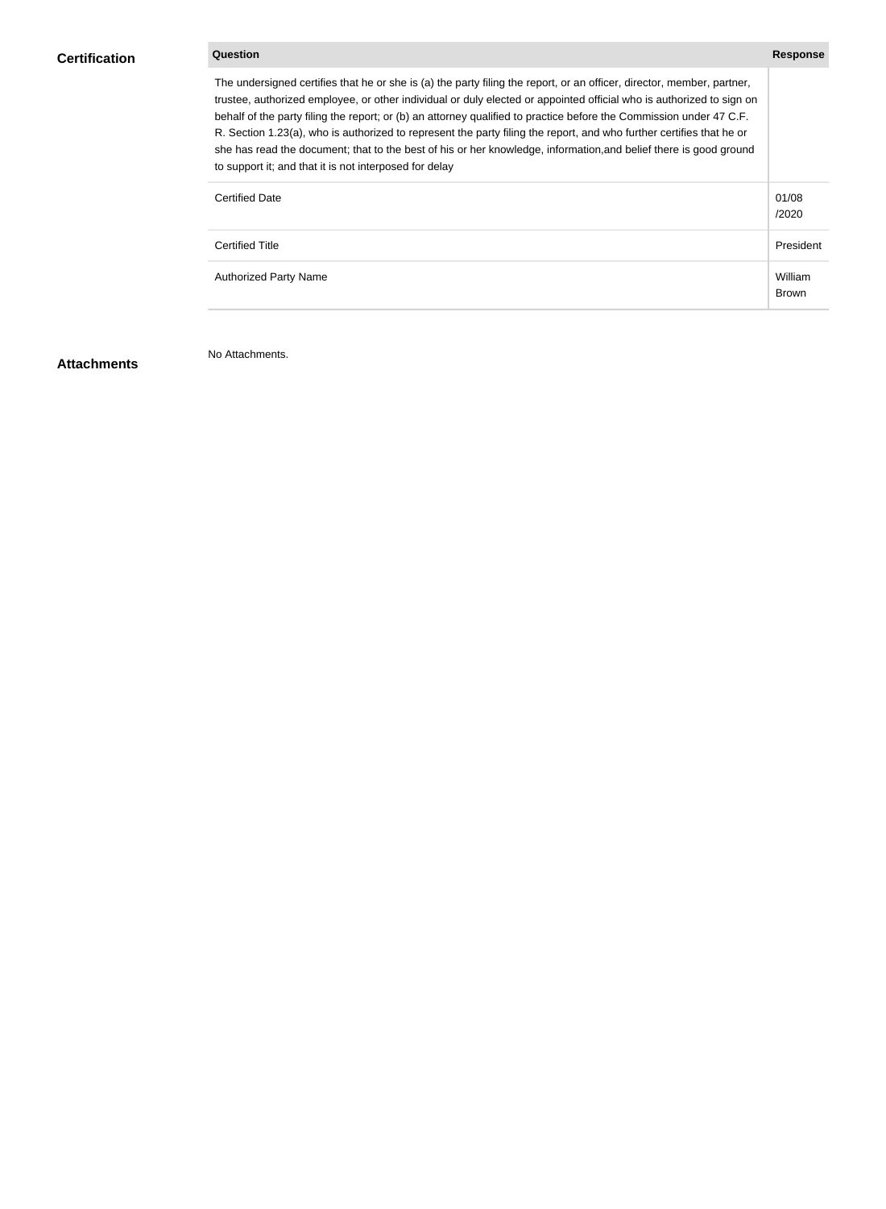## Certification

| Question | Response |
|---|---|
| The undersigned certifies that he or she is (a) the party filing the report, or an officer, director, member, partner, trustee, authorized employee, or other individual or duly elected or appointed official who is authorized to sign on behalf of the party filing the report; or (b) an attorney qualified to practice before the Commission under 47 C.F. R. Section 1.23(a), who is authorized to represent the party filing the report, and who further certifies that he or she has read the document; that to the best of his or her knowledge, information,and belief there is good ground to support it; and that it is not interposed for delay | |
| Certified Date | 01/08/2020 |
| Certified Title | President |
| Authorized Party Name | William Brown |

## Attachments

No Attachments.